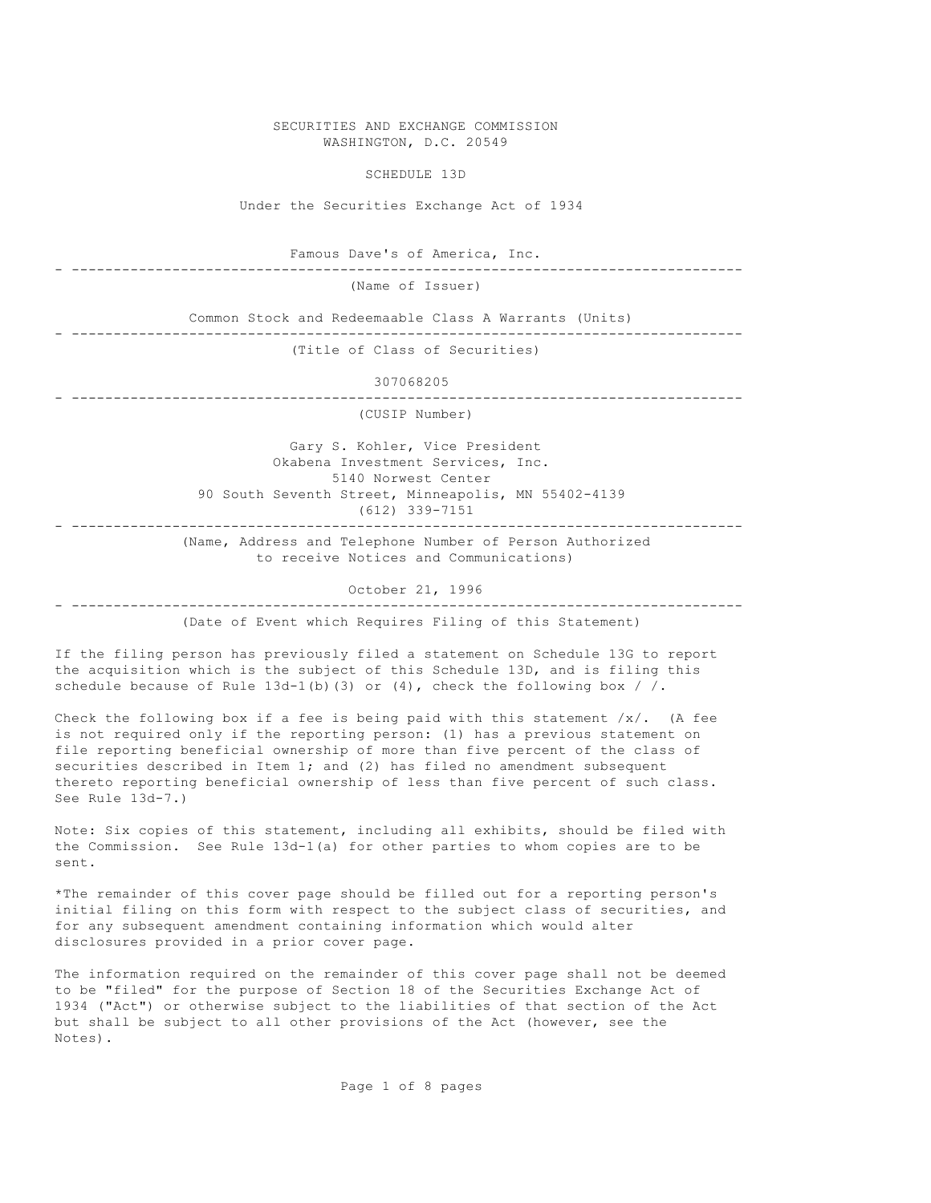SECURITIES AND EXCHANGE COMMISSION
WASHINGTON, D.C. 20549

SCHEDULE 13D

Under the Securities Exchange Act of 1934

Famous Dave's of America, Inc.

---

(Name of Issuer)

Common Stock and Redeemaable Class A Warrants (Units)

---

(Title of Class of Securities)

307068205

---

(CUSIP Number)

Gary S. Kohler, Vice President
Okabena Investment Services, Inc.
5140 Norwest Center
90 South Seventh Street, Minneapolis, MN 55402-4139
(612) 339-7151

---

(Name, Address and Telephone Number of Person Authorized
to receive Notices and Communications)

October 21, 1996

---

(Date of Event which Requires Filing of this Statement)

If the filing person has previously filed a statement on Schedule 13G to report the acquisition which is the subject of this Schedule 13D, and is filing this schedule because of Rule 13d-1(b)(3) or (4), check the following box / /.

Check the following box if a fee is being paid with this statement /x/. (A fee is not required only if the reporting person: (1) has a previous statement on file reporting beneficial ownership of more than five percent of the class of securities described in Item 1; and (2) has filed no amendment subsequent thereto reporting beneficial ownership of less than five percent of such class. See Rule 13d-7.)

Note: Six copies of this statement, including all exhibits, should be filed with the Commission. See Rule 13d-1(a) for other parties to whom copies are to be sent.

*The remainder of this cover page should be filled out for a reporting person's initial filing on this form with respect to the subject class of securities, and for any subsequent amendment containing information which would alter disclosures provided in a prior cover page.

The information required on the remainder of this cover page shall not be deemed to be "filed" for the purpose of Section 18 of the Securities Exchange Act of 1934 ("Act") or otherwise subject to the liabilities of that section of the Act but shall be subject to all other provisions of the Act (however, see the Notes).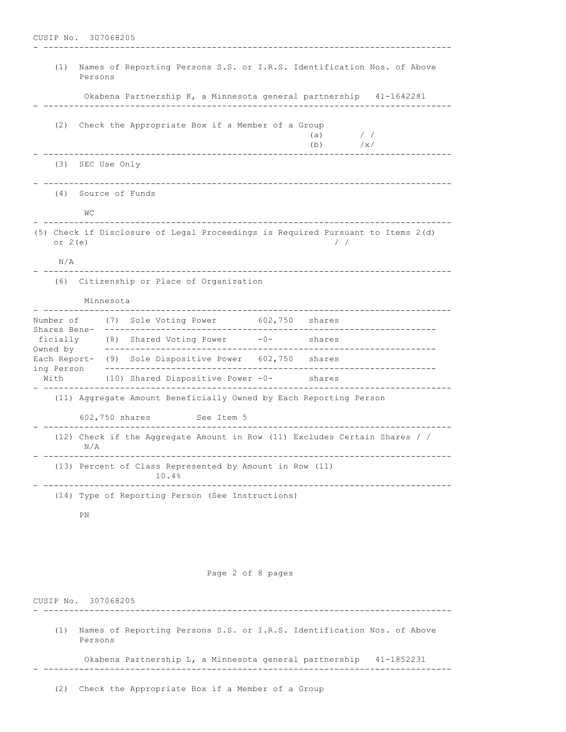CUSIP No. 307068205

---

(1) Names of Reporting Persons S.S. or I.R.S. Identification Nos. of Above Persons

Okabena Partnership K, a Minnesota general partnership 41-1642281

---

(2) Check the Appropriate Box if a Member of a Group
(a) / /
(b) /x/

---

(3) SEC Use Only

---

(4) Source of Funds

WC

---

(5) Check if Disclosure of Legal Proceedings is Required Pursuant to Items 2(d) or 2(e) / /

N/A

---

(6) Citizenship or Place of Organization

Minnesota

---

| Number of Shares Beneficially Owned by Each Reporting Person With | | | |
|---|---|---|---|
| | (7) Sole Voting Power | 602,750 | shares |
| | (8) Shared Voting Power | -0- | shares |
| | (9) Sole Dispositive Power | 602,750 | shares |
| | (10) Shared Dispositive Power | -0- | shares |

---

(11) Aggregate Amount Beneficially Owned by Each Reporting Person

602,750 shares See Item 5

---

(12) Check if the Aggregate Amount in Row (11) Excludes Certain Shares / /
N/A

---

(13) Percent of Class Represented by Amount in Row (11)
10.4%

---

(14) Type of Reporting Person (See Instructions)

PN

CUSIP No. 307068205

---

(1) Names of Reporting Persons S.S. or I.R.S. Identification Nos. of Above Persons

Okabena Partnership L, a Minnesota general partnership 41-1852231

---

(2) Check the Appropriate Box if a Member of a Group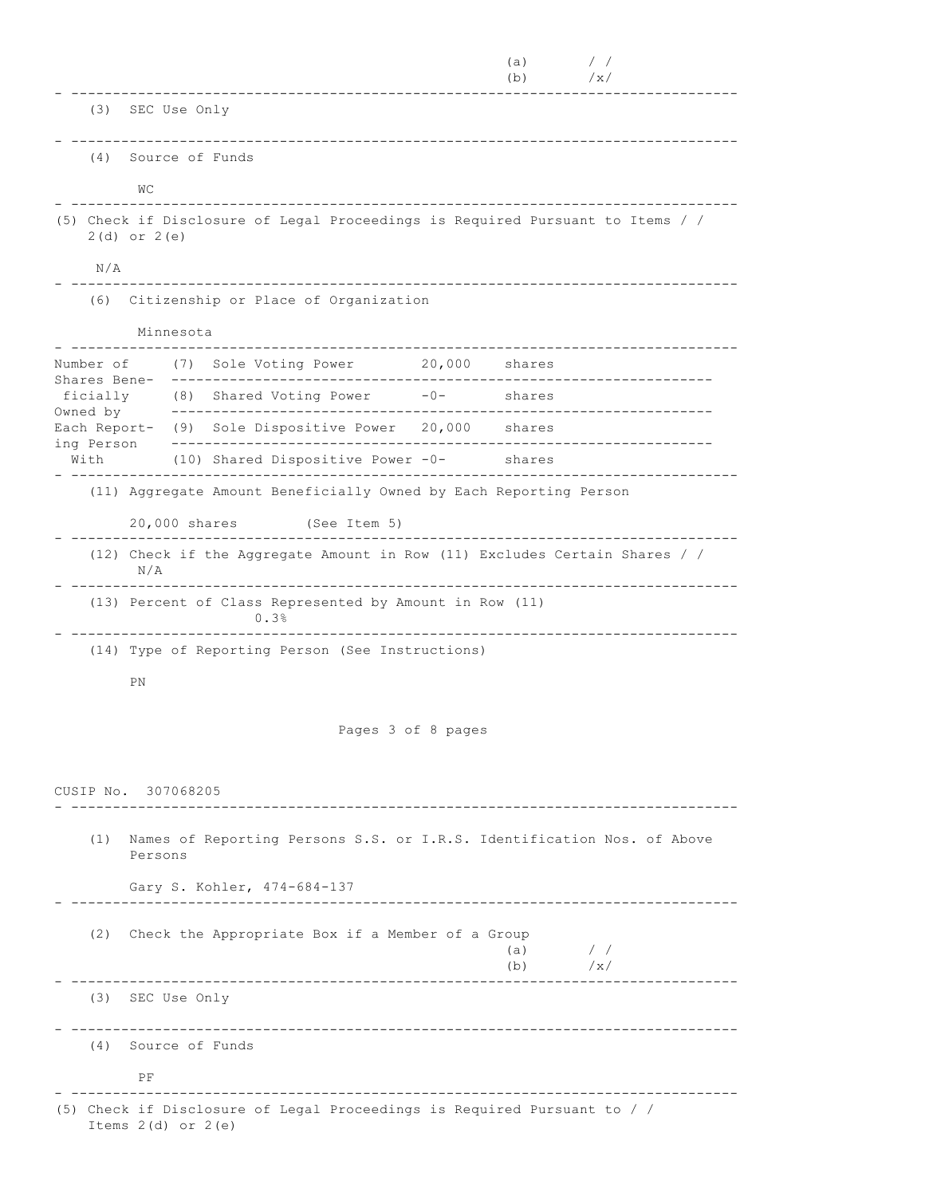(a) / /
(b) /x/

---

(3) SEC Use Only

---

(4) Source of Funds

WC

---

(5) Check if Disclosure of Legal Proceedings is Required Pursuant to Items 2(d) or 2(e) / /

N/A

---

(6) Citizenship or Place of Organization

Minnesota

---

| Number of Shares Beneficially Owned by Each Reporting Person With | | | |
|---|---|---|---|
| | (7) Sole Voting Power | 20,000 | shares |
| | (8) Shared Voting Power | -0- | shares |
| | (9) Sole Dispositive Power | 20,000 | shares |
| | (10) Shared Dispositive Power | -0- | shares |

---

(11) Aggregate Amount Beneficially Owned by Each Reporting Person

20,000 shares (See Item 5)

---

(12) Check if the Aggregate Amount in Row (11) Excludes Certain Shares / /
N/A

---

(13) Percent of Class Represented by Amount in Row (11)
0.3%

---

(14) Type of Reporting Person (See Instructions)

PN

CUSIP No. 307068205

---

(1) Names of Reporting Persons S.S. or I.R.S. Identification Nos. of Above Persons

Gary S. Kohler, 474-684-137

---

(2) Check the Appropriate Box if a Member of a Group
(a) / /
(b) /x/

---

(3) SEC Use Only

---

(4) Source of Funds

PF

---

(5) Check if Disclosure of Legal Proceedings is Required Pursuant to Items 2(d) or 2(e) / /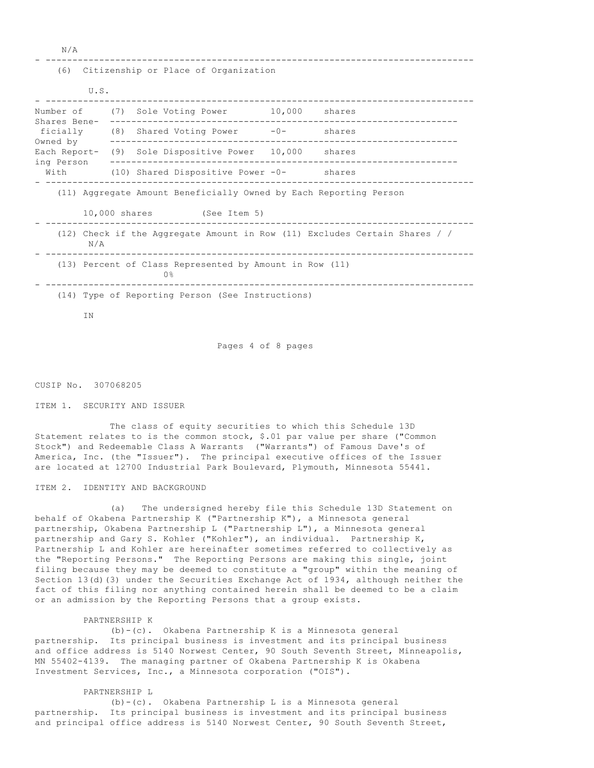N/A

(6) Citizenship or Place of Organization

U.S.

| Number of Shares Beneficially Owned by Each Reporting Person With | | | |
|---|---|---|---|
| | (7) Sole Voting Power | 10,000 | shares |
| | (8) Shared Voting Power | -0- | shares |
| | (9) Sole Dispositive Power | 10,000 | shares |
| | (10) Shared Dispositive Power | -0- | shares |

(11) Aggregate Amount Beneficially Owned by Each Reporting Person

10,000 shares (See Item 5)

(12) Check if the Aggregate Amount in Row (11) Excludes Certain Shares / /
N/A

(13) Percent of Class Represented by Amount in Row (11)
0%

(14) Type of Reporting Person (See Instructions)

IN

CUSIP No. 307068205

## ITEM 1. SECURITY AND ISSUER

The class of equity securities to which this Schedule 13D Statement relates to is the common stock, $.01 par value per share ("Common Stock") and Redeemable Class A Warrants ("Warrants") of Famous Dave's of America, Inc. (the "Issuer"). The principal executive offices of the Issuer are located at 12700 Industrial Park Boulevard, Plymouth, Minnesota 55441.

## ITEM 2. IDENTITY AND BACKGROUND

(a) The undersigned hereby file this Schedule 13D Statement on behalf of Okabena Partnership K ("Partnership K"), a Minnesota general partnership, Okabena Partnership L ("Partnership L"), a Minnesota general partnership and Gary S. Kohler ("Kohler"), an individual. Partnership K, Partnership L and Kohler are hereinafter sometimes referred to collectively as the "Reporting Persons." The Reporting Persons are making this single, joint filing because they may be deemed to constitute a "group" within the meaning of Section 13(d)(3) under the Securities Exchange Act of 1934, although neither the fact of this filing nor anything contained herein shall be deemed to be a claim or an admission by the Reporting Persons that a group exists.

PARTNERSHIP K

(b)-(c). Okabena Partnership K is a Minnesota general partnership. Its principal business is investment and its principal business and office address is 5140 Norwest Center, 90 South Seventh Street, Minneapolis, MN 55402-4139. The managing partner of Okabena Partnership K is Okabena Investment Services, Inc., a Minnesota corporation ("OIS").

PARTNERSHIP L

(b)-(c). Okabena Partnership L is a Minnesota general partnership. Its principal business is investment and its principal business and principal office address is 5140 Norwest Center, 90 South Seventh Street,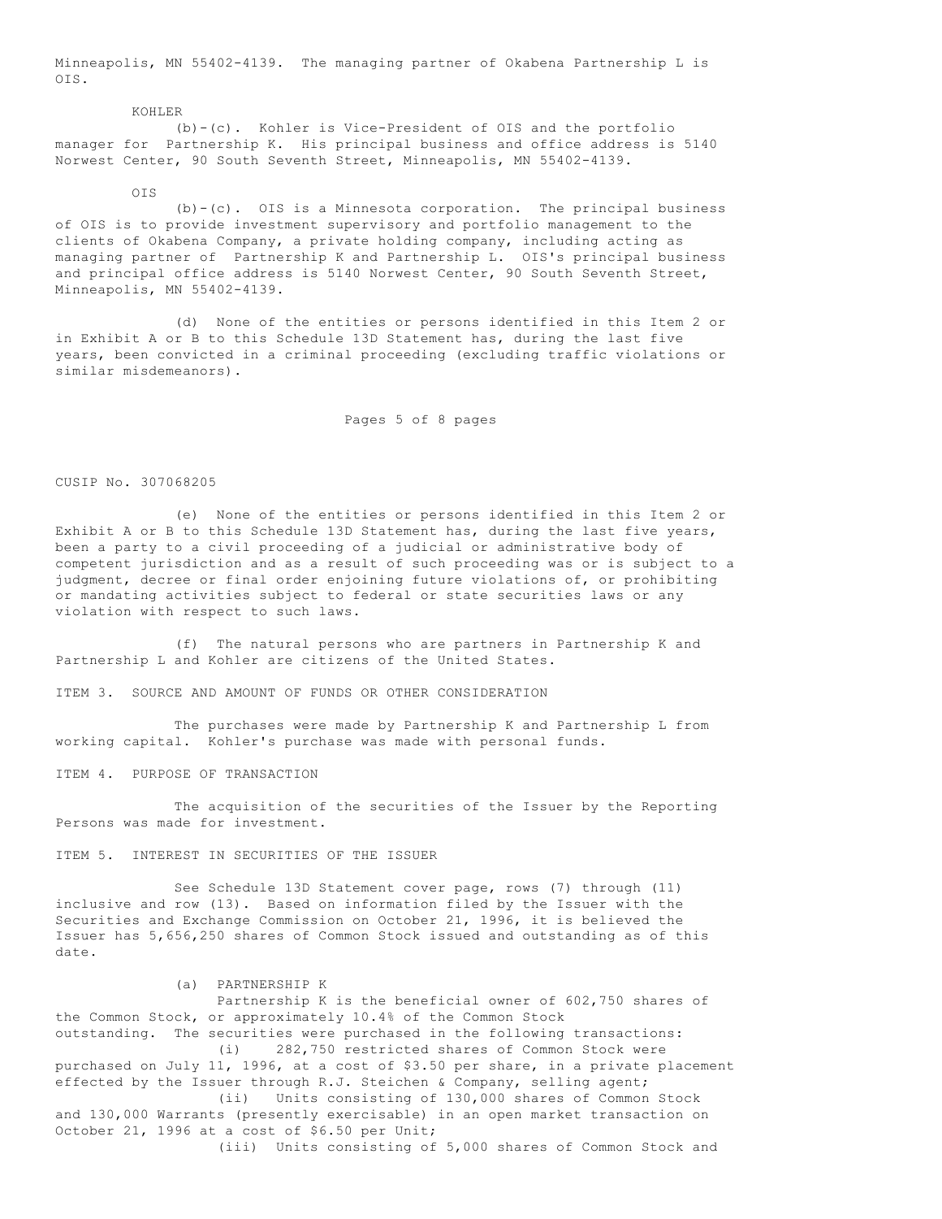Minneapolis, MN 55402-4139. The managing partner of Okabena Partnership L is OIS.

KOHLER

(b)-(c). Kohler is Vice-President of OIS and the portfolio manager for Partnership K. His principal business and office address is 5140 Norwest Center, 90 South Seventh Street, Minneapolis, MN 55402-4139.

OIS

(b)-(c). OIS is a Minnesota corporation. The principal business of OIS is to provide investment supervisory and portfolio management to the clients of Okabena Company, a private holding company, including acting as managing partner of Partnership K and Partnership L. OIS's principal business and principal office address is 5140 Norwest Center, 90 South Seventh Street, Minneapolis, MN 55402-4139.

(d) None of the entities or persons identified in this Item 2 or in Exhibit A or B to this Schedule 13D Statement has, during the last five years, been convicted in a criminal proceeding (excluding traffic violations or similar misdemeanors).

CUSIP No. 307068205

(e) None of the entities or persons identified in this Item 2 or Exhibit A or B to this Schedule 13D Statement has, during the last five years, been a party to a civil proceeding of a judicial or administrative body of competent jurisdiction and as a result of such proceeding was or is subject to a judgment, decree or final order enjoining future violations of, or prohibiting or mandating activities subject to federal or state securities laws or any violation with respect to such laws.

(f) The natural persons who are partners in Partnership K and Partnership L and Kohler are citizens of the United States.

ITEM 3. SOURCE AND AMOUNT OF FUNDS OR OTHER CONSIDERATION

The purchases were made by Partnership K and Partnership L from working capital. Kohler's purchase was made with personal funds.

ITEM 4. PURPOSE OF TRANSACTION

The acquisition of the securities of the Issuer by the Reporting Persons was made for investment.

ITEM 5. INTEREST IN SECURITIES OF THE ISSUER

See Schedule 13D Statement cover page, rows (7) through (11) inclusive and row (13). Based on information filed by the Issuer with the Securities and Exchange Commission on October 21, 1996, it is believed the Issuer has 5,656,250 shares of Common Stock issued and outstanding as of this date.

(a) PARTNERSHIP K

Partnership K is the beneficial owner of 602,750 shares of the Common Stock, or approximately 10.4% of the Common Stock outstanding. The securities were purchased in the following transactions:

(i) 282,750 restricted shares of Common Stock were purchased on July 11, 1996, at a cost of $3.50 per share, in a private placement effected by the Issuer through R.J. Steichen & Company, selling agent;

(ii) Units consisting of 130,000 shares of Common Stock and 130,000 Warrants (presently exercisable) in an open market transaction on October 21, 1996 at a cost of $6.50 per Unit;

(iii) Units consisting of 5,000 shares of Common Stock and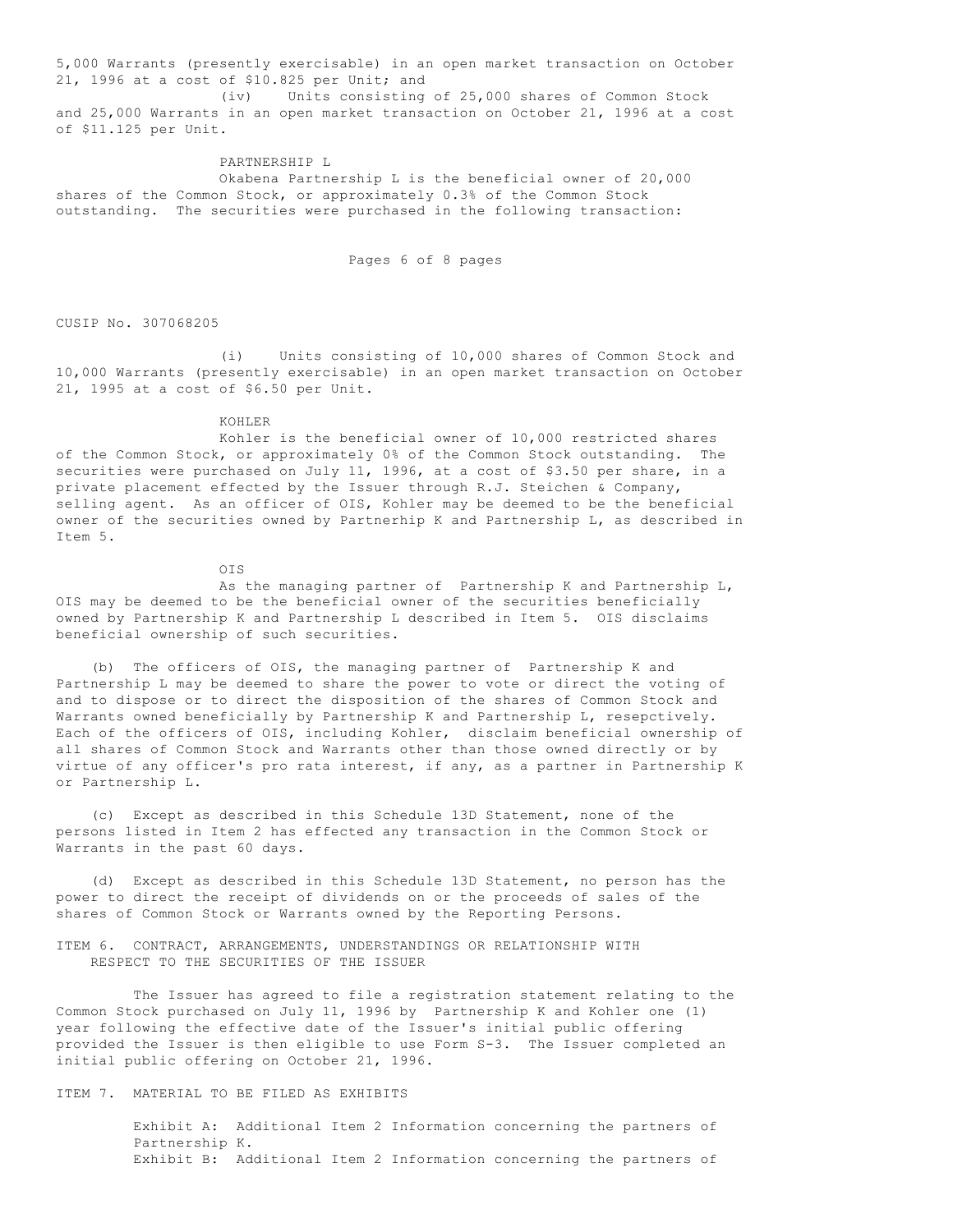5,000 Warrants (presently exercisable) in an open market transaction on October 21, 1996 at a cost of $10.825 per Unit; and

(iv) Units consisting of 25,000 shares of Common Stock and 25,000 Warrants in an open market transaction on October 21, 1996 at a cost of $11.125 per Unit.

PARTNERSHIP L

Okabena Partnership L is the beneficial owner of 20,000 shares of the Common Stock, or approximately 0.3% of the Common Stock outstanding. The securities were purchased in the following transaction:

CUSIP No. 307068205

(i) Units consisting of 10,000 shares of Common Stock and 10,000 Warrants (presently exercisable) in an open market transaction on October 21, 1995 at a cost of $6.50 per Unit.

KOHLER

Kohler is the beneficial owner of 10,000 restricted shares of the Common Stock, or approximately 0% of the Common Stock outstanding. The securities were purchased on July 11, 1996, at a cost of $3.50 per share, in a private placement effected by the Issuer through R.J. Steichen & Company, selling agent. As an officer of OIS, Kohler may be deemed to be the beneficial owner of the securities owned by Partnerhip K and Partnership L, as described in Item 5.

OIS

As the managing partner of Partnership K and Partnership L, OIS may be deemed to be the beneficial owner of the securities beneficially owned by Partnership K and Partnership L described in Item 5. OIS disclaims beneficial ownership of such securities.

(b) The officers of OIS, the managing partner of Partnership K and Partnership L may be deemed to share the power to vote or direct the voting of and to dispose or to direct the disposition of the shares of Common Stock and Warrants owned beneficially by Partnership K and Partnership L, resepctively. Each of the officers of OIS, including Kohler, disclaim beneficial ownership of all shares of Common Stock and Warrants other than those owned directly or by virtue of any officer's pro rata interest, if any, as a partner in Partnership K or Partnership L.

(c) Except as described in this Schedule 13D Statement, none of the persons listed in Item 2 has effected any transaction in the Common Stock or Warrants in the past 60 days.

(d) Except as described in this Schedule 13D Statement, no person has the power to direct the receipt of dividends on or the proceeds of sales of the shares of Common Stock or Warrants owned by the Reporting Persons.

ITEM 6. CONTRACT, ARRANGEMENTS, UNDERSTANDINGS OR RELATIONSHIP WITH RESPECT TO THE SECURITIES OF THE ISSUER

The Issuer has agreed to file a registration statement relating to the Common Stock purchased on July 11, 1996 by Partnership K and Kohler one (1) year following the effective date of the Issuer's initial public offering provided the Issuer is then eligible to use Form S-3. The Issuer completed an initial public offering on October 21, 1996.

ITEM 7. MATERIAL TO BE FILED AS EXHIBITS

Exhibit A: Additional Item 2 Information concerning the partners of Partnership K.
Exhibit B: Additional Item 2 Information concerning the partners of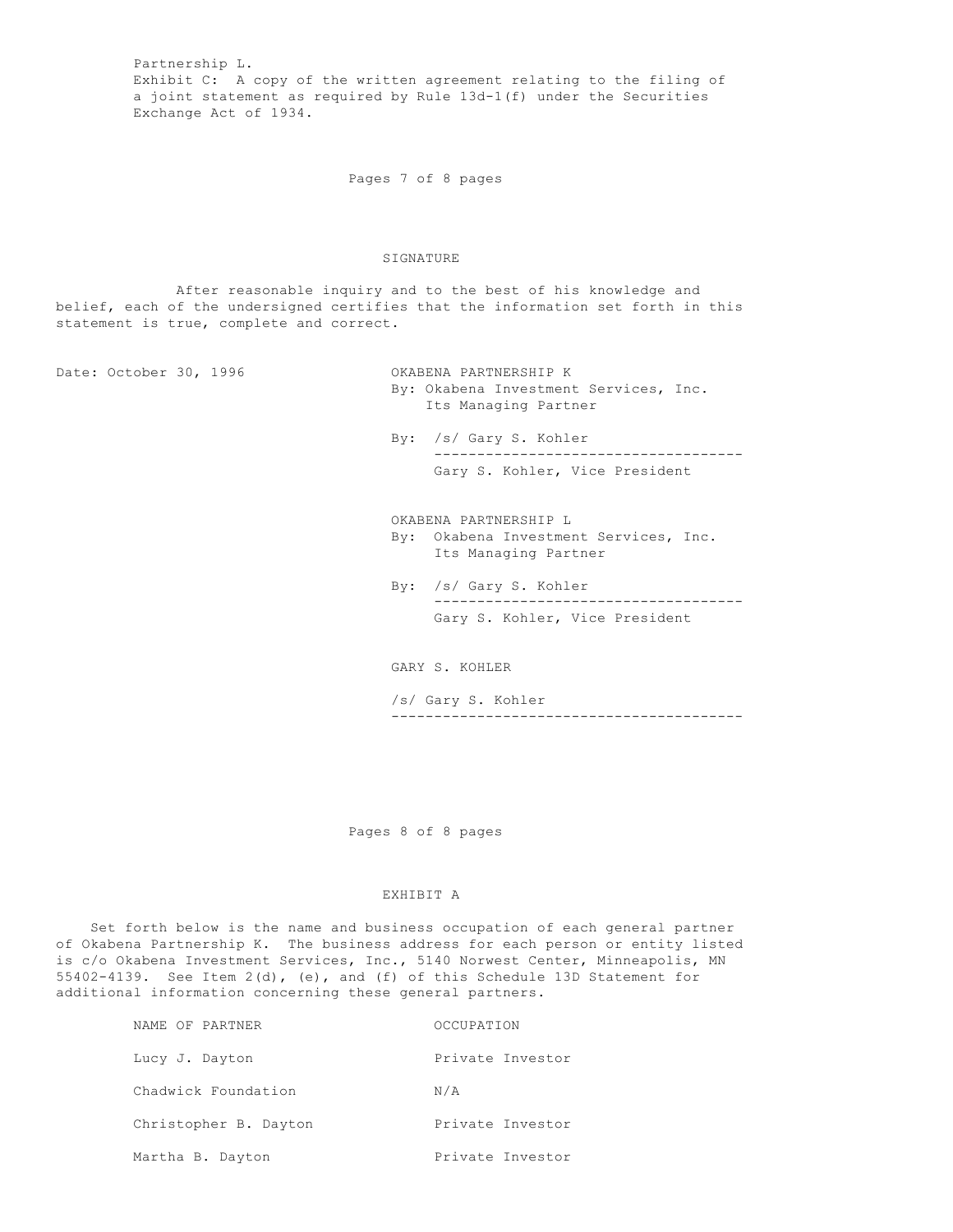Partnership L.

Exhibit C: A copy of the written agreement relating to the filing of a joint statement as required by Rule 13d-1(f) under the Securities Exchange Act of 1934.

## SIGNATURE

After reasonable inquiry and to the best of his knowledge and belief, each of the undersigned certifies that the information set forth in this statement is true, complete and correct.

Date: October 30, 1996

OKABENA PARTNERSHIP K
By: Okabena Investment Services, Inc.
Its Managing Partner

By: /s/ Gary S. Kohler
Gary S. Kohler, Vice President

OKABENA PARTNERSHIP L
By: Okabena Investment Services, Inc.
Its Managing Partner

By: /s/ Gary S. Kohler
Gary S. Kohler, Vice President

GARY S. KOHLER

/s/ Gary S. Kohler

## EXHIBIT A

Set forth below is the name and business occupation of each general partner of Okabena Partnership K. The business address for each person or entity listed is c/o Okabena Investment Services, Inc., 5140 Norwest Center, Minneapolis, MN 55402-4139. See Item 2(d), (e), and (f) of this Schedule 13D Statement for additional information concerning these general partners.

| NAME OF PARTNER | OCCUPATION |
|---|---|
| Lucy J. Dayton | Private Investor |
| Chadwick Foundation | N/A |
| Christopher B. Dayton | Private Investor |
| Martha B. Dayton | Private Investor |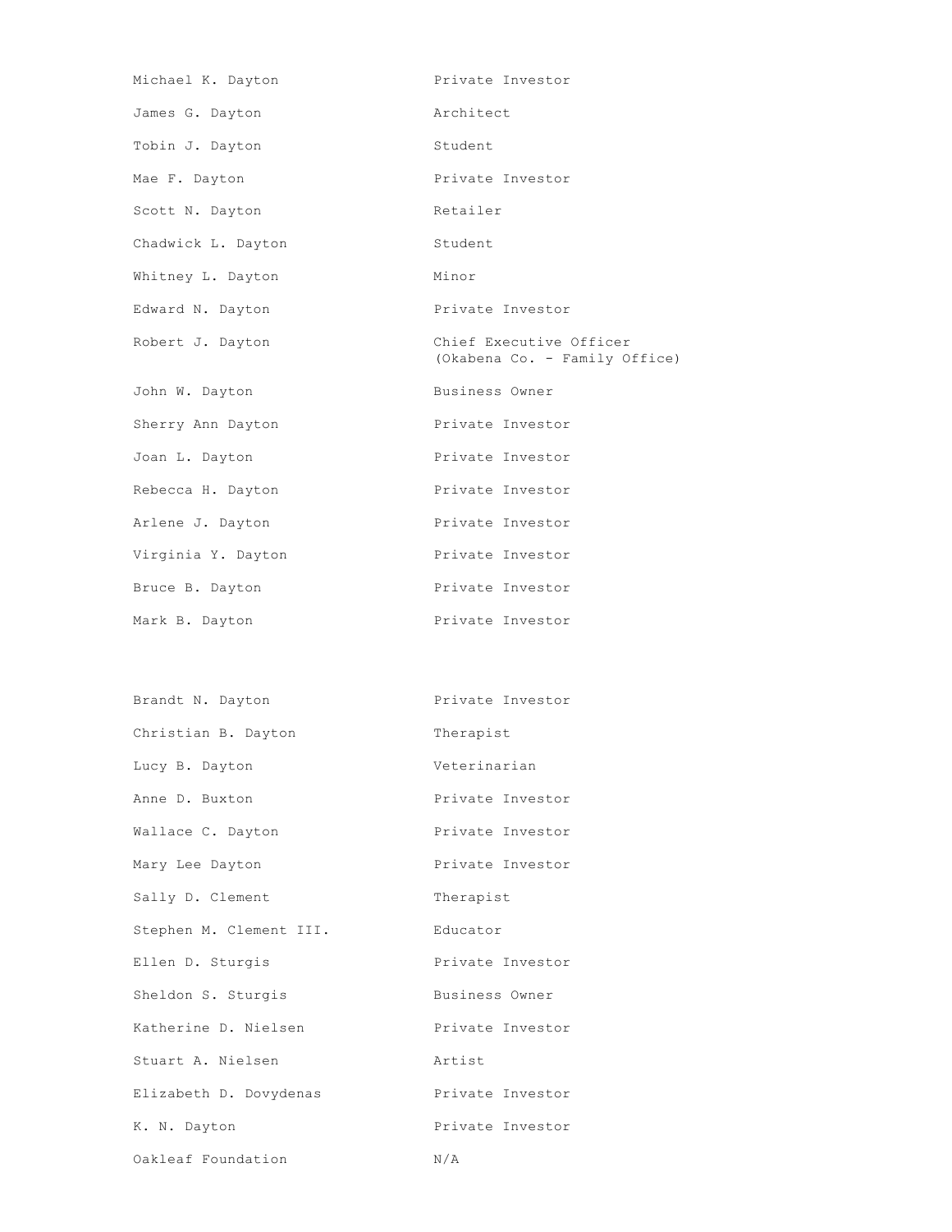| | |
|---|---|
| Michael K. Dayton | Private Investor |
| James G. Dayton | Architect |
| Tobin J. Dayton | Student |
| Mae F. Dayton | Private Investor |
| Scott N. Dayton | Retailer |
| Chadwick L. Dayton | Student |
| Whitney L. Dayton | Minor |
| Edward N. Dayton | Private Investor |
| Robert J. Dayton | Chief Executive Officer (Okabena Co. - Family Office) |
| John W. Dayton | Business Owner |
| Sherry Ann Dayton | Private Investor |
| Joan L. Dayton | Private Investor |
| Rebecca H. Dayton | Private Investor |
| Arlene J. Dayton | Private Investor |
| Virginia Y. Dayton | Private Investor |
| Bruce B. Dayton | Private Investor |
| Mark B. Dayton | Private Investor |
| Brandt N. Dayton | Private Investor |
| Christian B. Dayton | Therapist |
| Lucy B. Dayton | Veterinarian |
| Anne D. Buxton | Private Investor |
| Wallace C. Dayton | Private Investor |
| Mary Lee Dayton | Private Investor |
| Sally D. Clement | Therapist |
| Stephen M. Clement III. | Educator |
| Ellen D. Sturgis | Private Investor |
| Sheldon S. Sturgis | Business Owner |
| Katherine D. Nielsen | Private Investor |
| Stuart A. Nielsen | Artist |
| Elizabeth D. Dovydenas | Private Investor |
| K. N. Dayton | Private Investor |
| Oakleaf Foundation | N/A |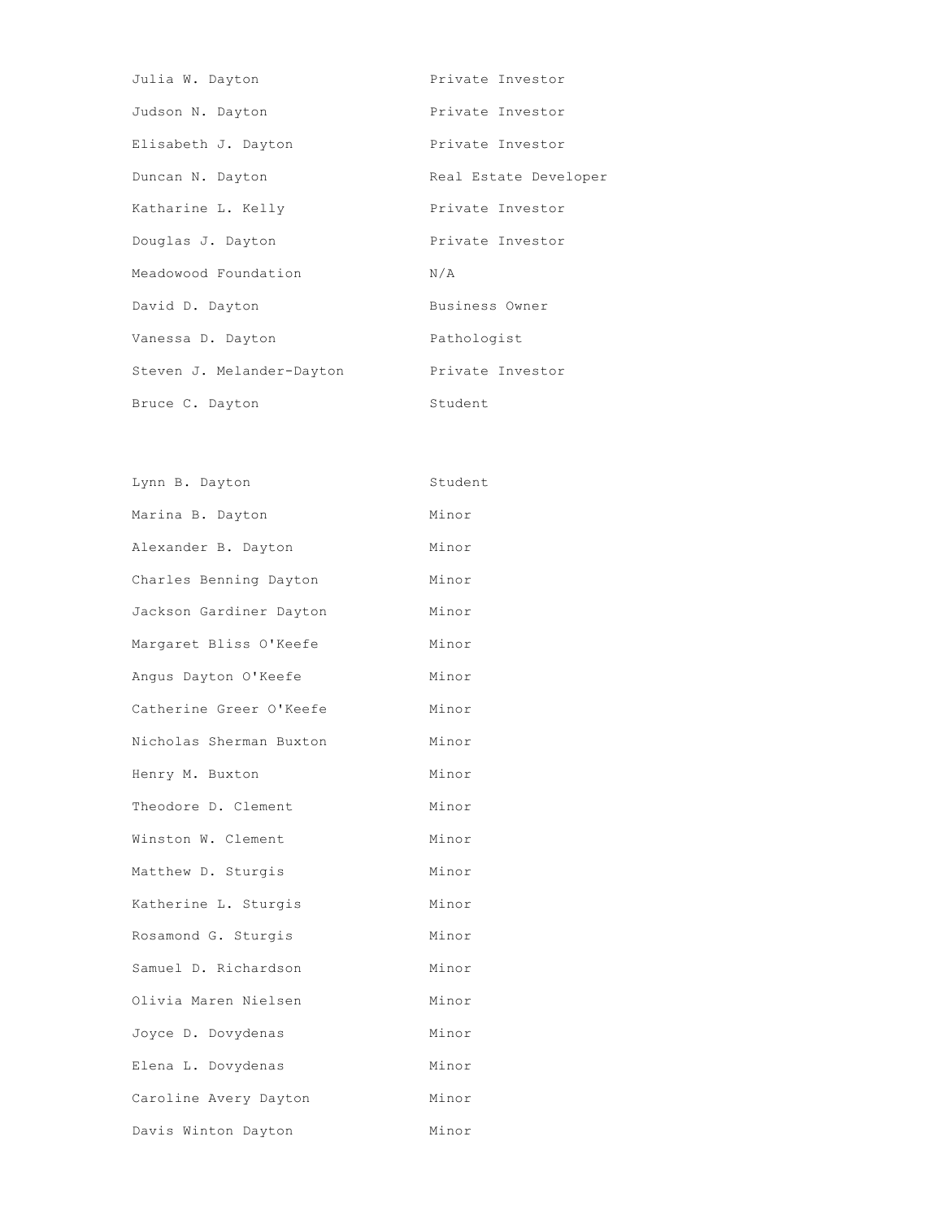| | |
|---|---|
| Julia W. Dayton | Private Investor |
| Judson N. Dayton | Private Investor |
| Elisabeth J. Dayton | Private Investor |
| Duncan N. Dayton | Real Estate Developer |
| Katharine L. Kelly | Private Investor |
| Douglas J. Dayton | Private Investor |
| Meadowood Foundation | N/A |
| David D. Dayton | Business Owner |
| Vanessa D. Dayton | Pathologist |
| Steven J. Melander-Dayton | Private Investor |
| Bruce C. Dayton | Student |
| Lynn B. Dayton | Student |
| Marina B. Dayton | Minor |
| Alexander B. Dayton | Minor |
| Charles Benning Dayton | Minor |
| Jackson Gardiner Dayton | Minor |
| Margaret Bliss O'Keefe | Minor |
| Angus Dayton O'Keefe | Minor |
| Catherine Greer O'Keefe | Minor |
| Nicholas Sherman Buxton | Minor |
| Henry M. Buxton | Minor |
| Theodore D. Clement | Minor |
| Winston W. Clement | Minor |
| Matthew D. Sturgis | Minor |
| Katherine L. Sturgis | Minor |
| Rosamond G. Sturgis | Minor |
| Samuel D. Richardson | Minor |
| Olivia Maren Nielsen | Minor |
| Joyce D. Dovydenas | Minor |
| Elena L. Dovydenas | Minor |
| Caroline Avery Dayton | Minor |
| Davis Winton Dayton | Minor |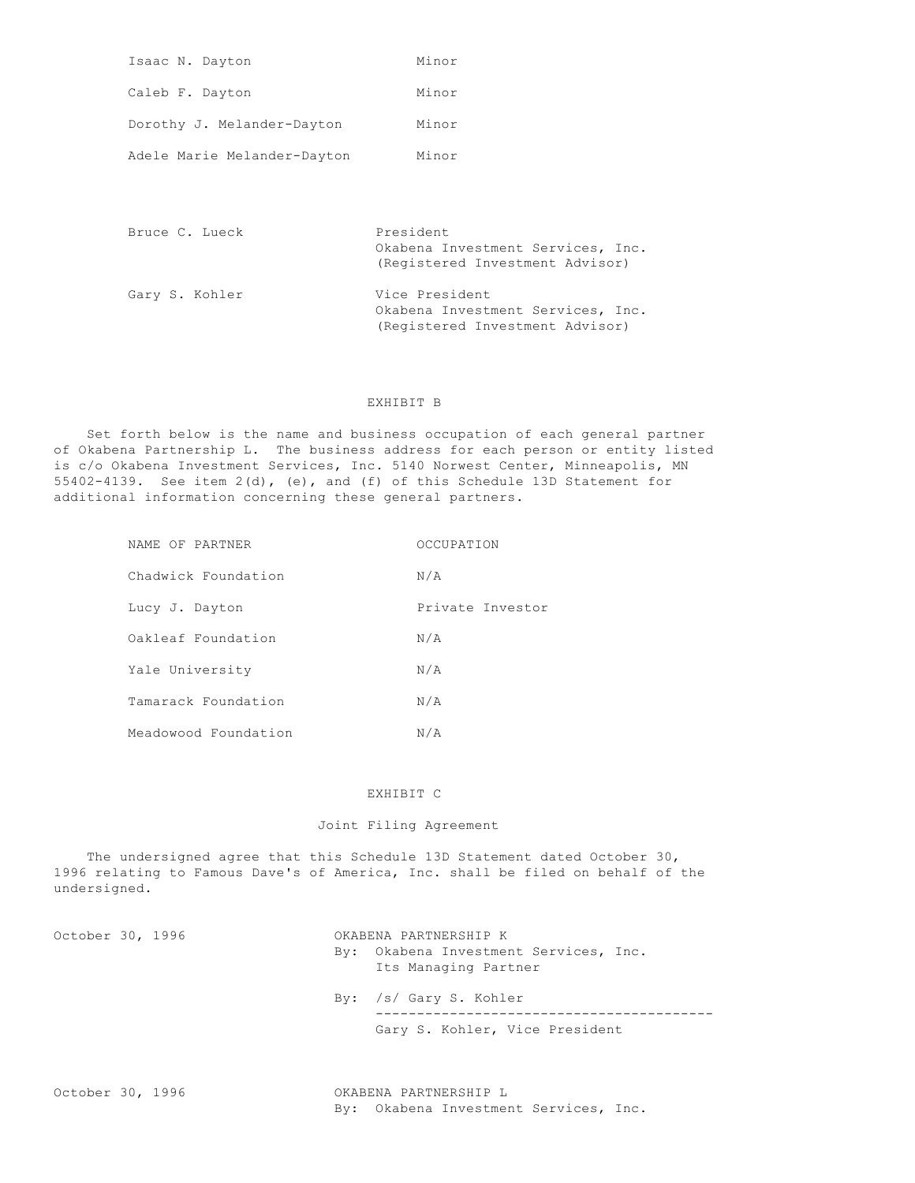| | |
|---|---|
| Isaac N. Dayton | Minor |
| Caleb F. Dayton | Minor |
| Dorothy J. Melander-Dayton | Minor |
| Adele Marie Melander-Dayton | Minor |

| | |
|---|---|
| Bruce C. Lueck | President<br>Okabena Investment Services, Inc.<br>(Registered Investment Advisor) |
| Gary S. Kohler | Vice President<br>Okabena Investment Services, Inc.<br>(Registered Investment Advisor) |

## EXHIBIT B

Set forth below is the name and business occupation of each general partner of Okabena Partnership L. The business address for each person or entity listed is c/o Okabena Investment Services, Inc. 5140 Norwest Center, Minneapolis, MN 55402-4139. See item 2(d), (e), and (f) of this Schedule 13D Statement for additional information concerning these general partners.

| NAME OF PARTNER | OCCUPATION |
|---|---|
| Chadwick Foundation | N/A |
| Lucy J. Dayton | Private Investor |
| Oakleaf Foundation | N/A |
| Yale University | N/A |
| Tamarack Foundation | N/A |
| Meadowood Foundation | N/A |

## EXHIBIT C

### Joint Filing Agreement

The undersigned agree that this Schedule 13D Statement dated October 30, 1996 relating to Famous Dave's of America, Inc. shall be filed on behalf of the undersigned.

October 30, 1996

OKABENA PARTNERSHIP K
By: Okabena Investment Services, Inc.
Its Managing Partner

By: /s/ Gary S. Kohler
-----------------------------------------
Gary S. Kohler, Vice President

October 30, 1996

OKABENA PARTNERSHIP L
By: Okabena Investment Services, Inc.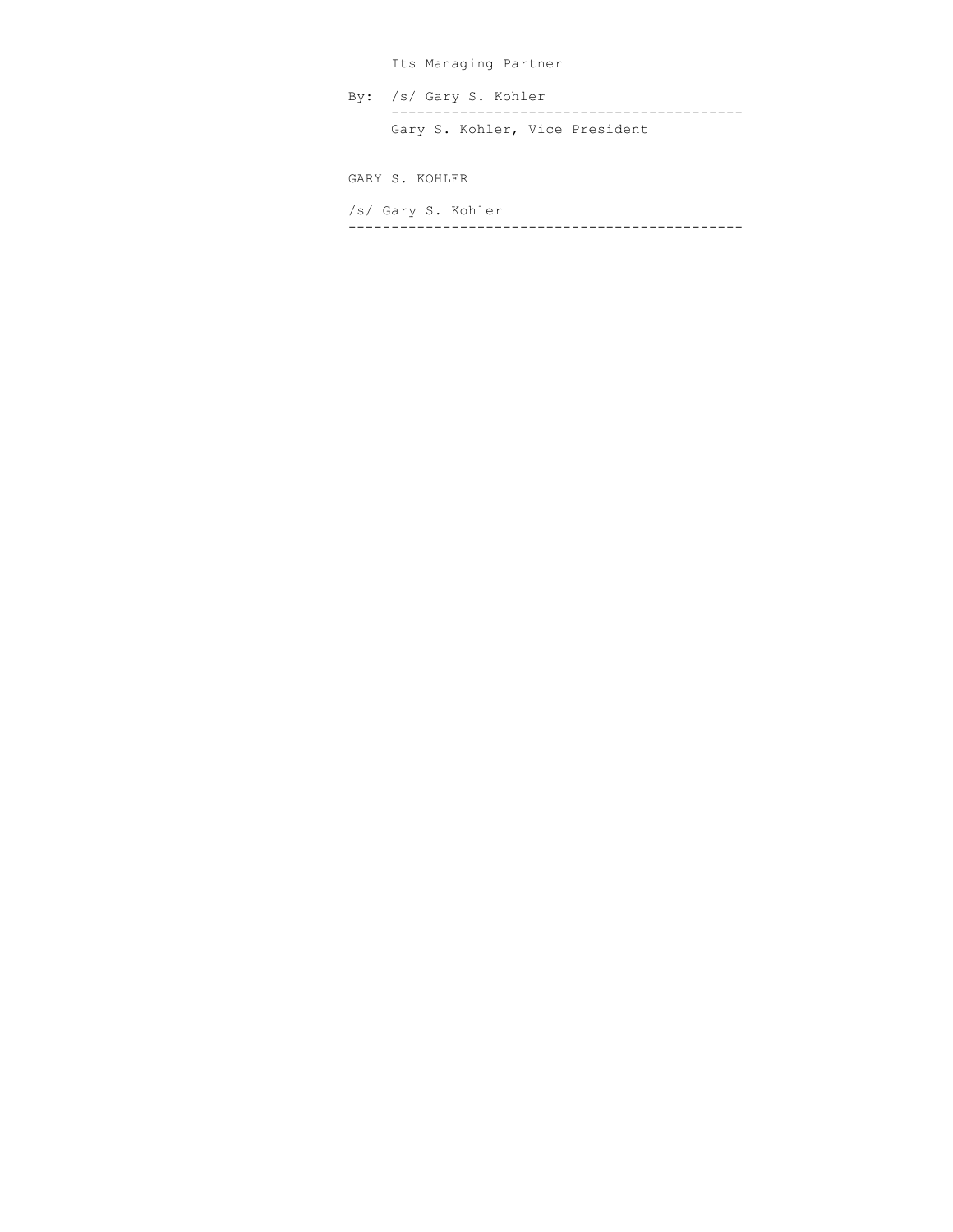Its Managing Partner

By: /s/ Gary S. Kohler

---

Gary S. Kohler, Vice President

GARY S. KOHLER

/s/ Gary S. Kohler

---